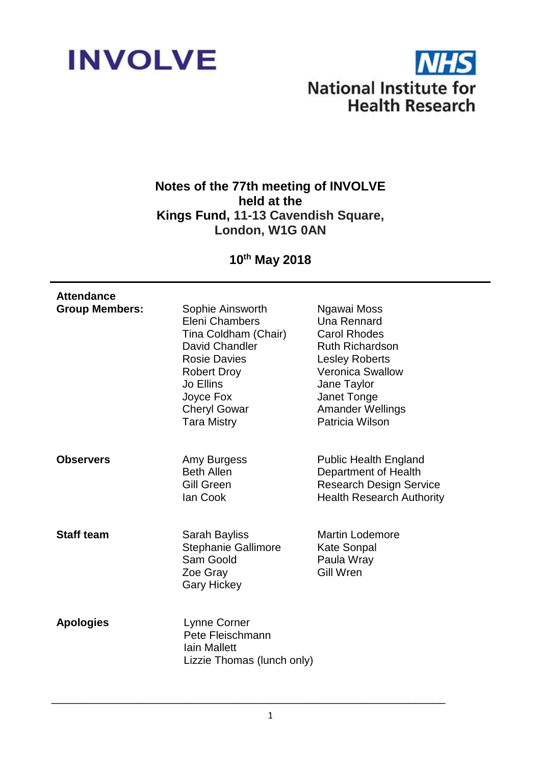INVOLVE

NHS
National Institute for Health Research

# Notes of the 77th meeting of INVOLVE held at the Kings Fund, 11-13 Cavendish Square, London, W1G 0AN

## 10th May 2018

**Attendance**

| | | |
|---|---|---|
| **Group Members:** | Sophie Ainsworth | Ngawai Moss |
| | Eleni Chambers | Una Rennard |
| | Tina Coldham (Chair) | Carol Rhodes |
| | David Chandler | Ruth Richardson |
| | Rosie Davies | Lesley Roberts |
| | Robert Droy | Veronica Swallow |
| | Jo Ellins | Jane Taylor |
| | Joyce Fox | Janet Tonge |
| | Cheryl Gowar | Amander Wellings |
| | Tara Mistry | Patricia Wilson |
| **Observers** | Amy Burgess | Public Health England |
| | Beth Allen | Department of Health |
| | Gill Green | Research Design Service |
| | Ian Cook | Health Research Authority |
| **Staff team** | Sarah Bayliss | Martin Lodemore |
| | Stephanie Gallimore | Kate Sonpal |
| | Sam Goold | Paula Wray |
| | Zoe Gray | Gill Wren |
| | Gary Hickey | |
| **Apologies** | Lynne Corner | |
| | Pete Fleischmann | |
| | Iain Mallett | |
| | Lizzie Thomas (lunch only) | |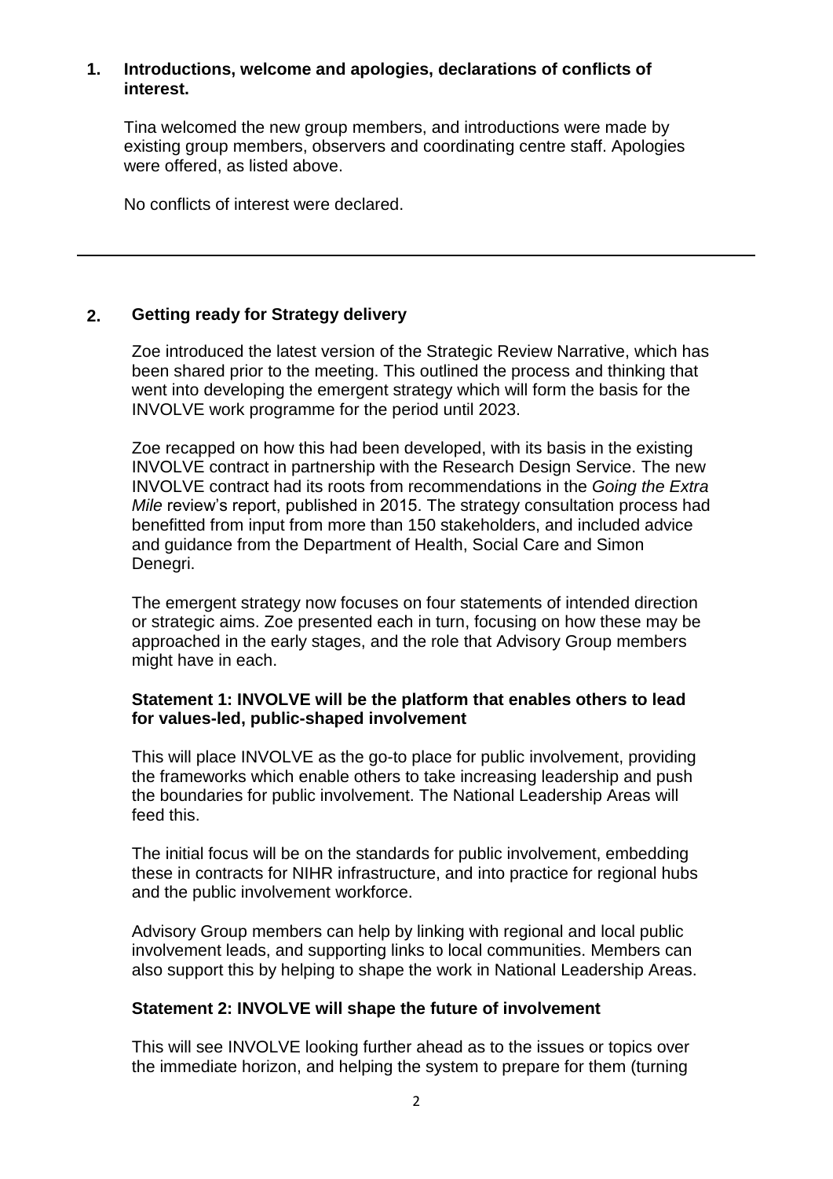## 1. Introductions, welcome and apologies, declarations of conflicts of interest.

Tina welcomed the new group members, and introductions were made by existing group members, observers and coordinating centre staff. Apologies were offered, as listed above.

No conflicts of interest were declared.

---

## 2. Getting ready for Strategy delivery

Zoe introduced the latest version of the Strategic Review Narrative, which has been shared prior to the meeting. This outlined the process and thinking that went into developing the emergent strategy which will form the basis for the INVOLVE work programme for the period until 2023.

Zoe recapped on how this had been developed, with its basis in the existing INVOLVE contract in partnership with the Research Design Service. The new INVOLVE contract had its roots from recommendations in the *Going the Extra Mile* review's report, published in 2015. The strategy consultation process had benefitted from input from more than 150 stakeholders, and included advice and guidance from the Department of Health, Social Care and Simon Denegri.

The emergent strategy now focuses on four statements of intended direction or strategic aims. Zoe presented each in turn, focusing on how these may be approached in the early stages, and the role that Advisory Group members might have in each.

**Statement 1: INVOLVE will be the platform that enables others to lead for values-led, public-shaped involvement**

This will place INVOLVE as the go-to place for public involvement, providing the frameworks which enable others to take increasing leadership and push the boundaries for public involvement. The National Leadership Areas will feed this.

The initial focus will be on the standards for public involvement, embedding these in contracts for NIHR infrastructure, and into practice for regional hubs and the public involvement workforce.

Advisory Group members can help by linking with regional and local public involvement leads, and supporting links to local communities. Members can also support this by helping to shape the work in National Leadership Areas.

**Statement 2: INVOLVE will shape the future of involvement**

This will see INVOLVE looking further ahead as to the issues or topics over the immediate horizon, and helping the system to prepare for them (turning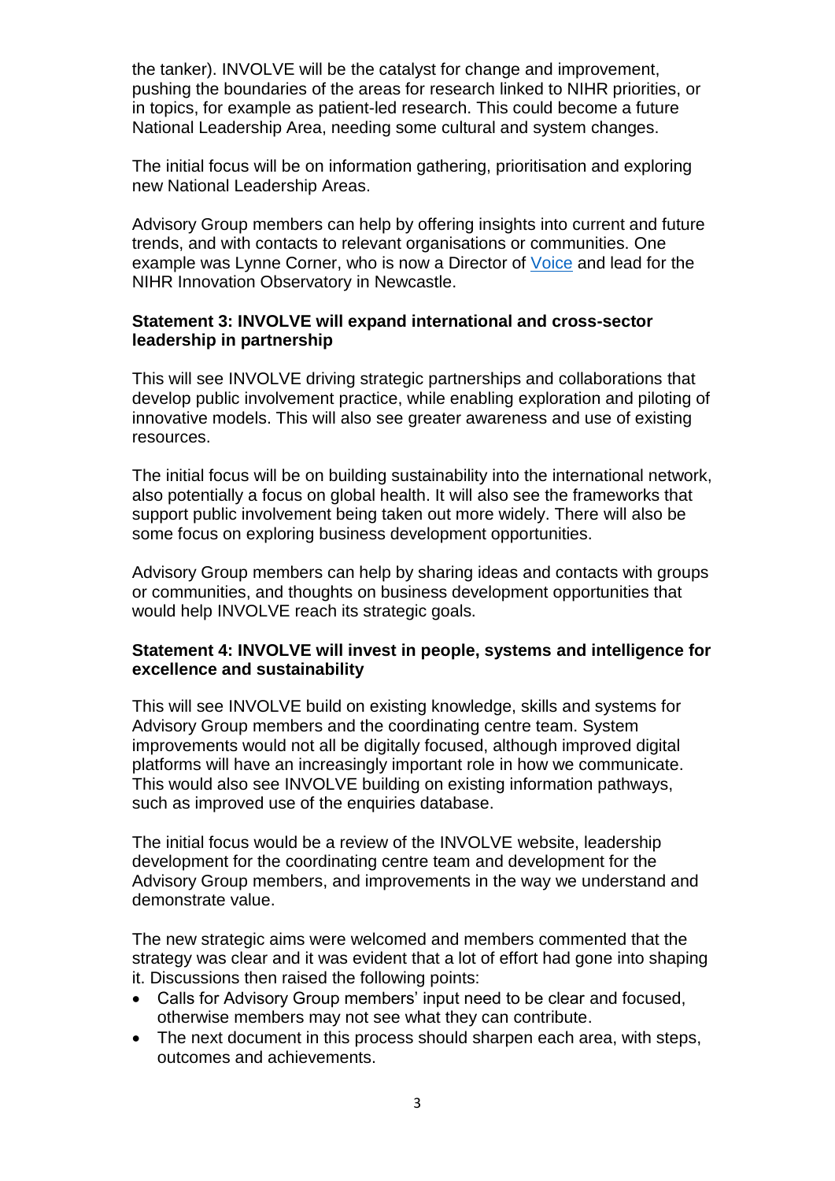the tanker). INVOLVE will be the catalyst for change and improvement, pushing the boundaries of the areas for research linked to NIHR priorities, or in topics, for example as patient-led research. This could become a future National Leadership Area, needing some cultural and system changes.

The initial focus will be on information gathering, prioritisation and exploring new National Leadership Areas.

Advisory Group members can help by offering insights into current and future trends, and with contacts to relevant organisations or communities. One example was Lynne Corner, who is now a Director of Voice and lead for the NIHR Innovation Observatory in Newcastle.

**Statement 3: INVOLVE will expand international and cross-sector leadership in partnership**

This will see INVOLVE driving strategic partnerships and collaborations that develop public involvement practice, while enabling exploration and piloting of innovative models. This will also see greater awareness and use of existing resources.

The initial focus will be on building sustainability into the international network, also potentially a focus on global health. It will also see the frameworks that support public involvement being taken out more widely. There will also be some focus on exploring business development opportunities.

Advisory Group members can help by sharing ideas and contacts with groups or communities, and thoughts on business development opportunities that would help INVOLVE reach its strategic goals.

**Statement 4: INVOLVE will invest in people, systems and intelligence for excellence and sustainability**

This will see INVOLVE build on existing knowledge, skills and systems for Advisory Group members and the coordinating centre team. System improvements would not all be digitally focused, although improved digital platforms will have an increasingly important role in how we communicate. This would also see INVOLVE building on existing information pathways, such as improved use of the enquiries database.

The initial focus would be a review of the INVOLVE website, leadership development for the coordinating centre team and development for the Advisory Group members, and improvements in the way we understand and demonstrate value.

The new strategic aims were welcomed and members commented that the strategy was clear and it was evident that a lot of effort had gone into shaping it. Discussions then raised the following points:

- Calls for Advisory Group members' input need to be clear and focused, otherwise members may not see what they can contribute.
- The next document in this process should sharpen each area, with steps, outcomes and achievements.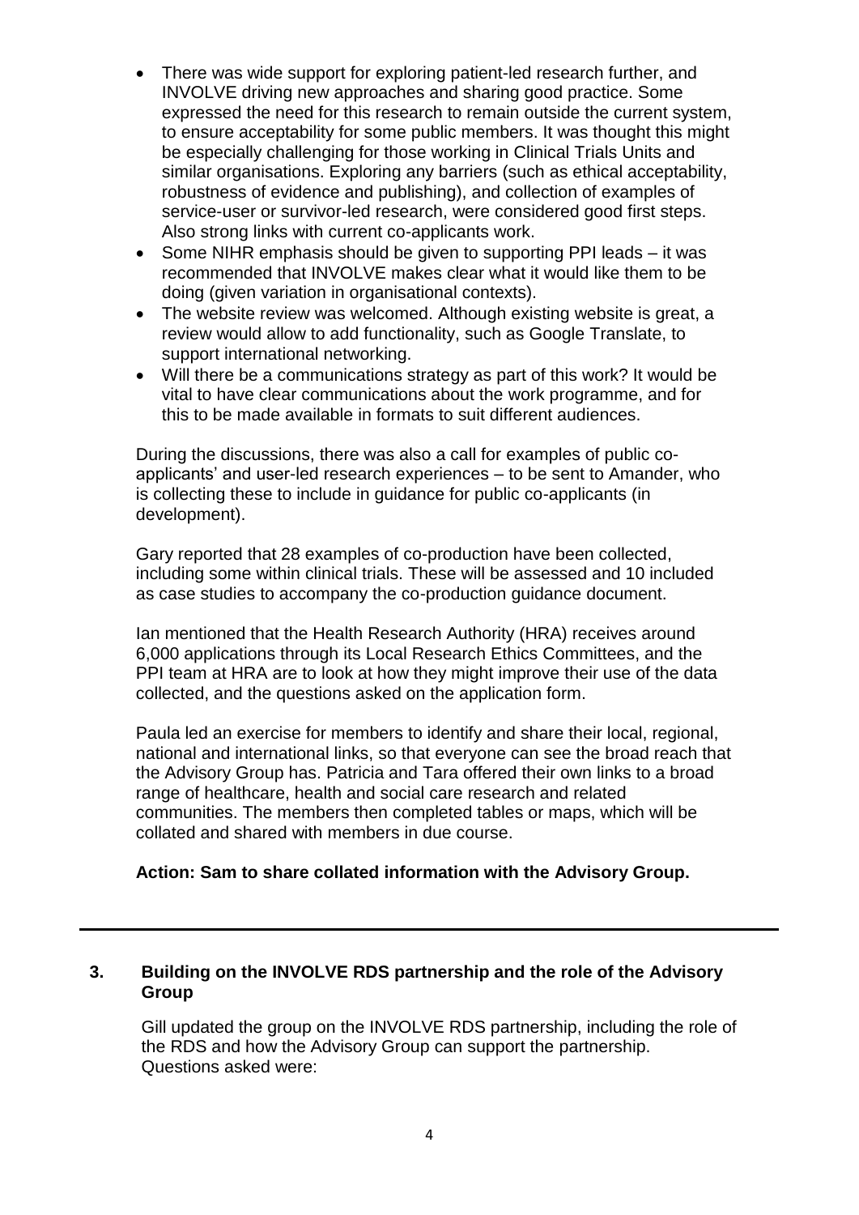- There was wide support for exploring patient-led research further, and INVOLVE driving new approaches and sharing good practice. Some expressed the need for this research to remain outside the current system, to ensure acceptability for some public members. It was thought this might be especially challenging for those working in Clinical Trials Units and similar organisations. Exploring any barriers (such as ethical acceptability, robustness of evidence and publishing), and collection of examples of service-user or survivor-led research, were considered good first steps. Also strong links with current co-applicants work.
- Some NIHR emphasis should be given to supporting PPI leads – it was recommended that INVOLVE makes clear what it would like them to be doing (given variation in organisational contexts).
- The website review was welcomed. Although existing website is great, a review would allow to add functionality, such as Google Translate, to support international networking.
- Will there be a communications strategy as part of this work? It would be vital to have clear communications about the work programme, and for this to be made available in formats to suit different audiences.

During the discussions, there was also a call for examples of public co-applicants' and user-led research experiences – to be sent to Amander, who is collecting these to include in guidance for public co-applicants (in development).

Gary reported that 28 examples of co-production have been collected, including some within clinical trials. These will be assessed and 10 included as case studies to accompany the co-production guidance document.

Ian mentioned that the Health Research Authority (HRA) receives around 6,000 applications through its Local Research Ethics Committees, and the PPI team at HRA are to look at how they might improve their use of the data collected, and the questions asked on the application form.

Paula led an exercise for members to identify and share their local, regional, national and international links, so that everyone can see the broad reach that the Advisory Group has. Patricia and Tara offered their own links to a broad range of healthcare, health and social care research and related communities. The members then completed tables or maps, which will be collated and shared with members in due course.

**Action: Sam to share collated information with the Advisory Group.**

---

## 3. Building on the INVOLVE RDS partnership and the role of the Advisory Group

Gill updated the group on the INVOLVE RDS partnership, including the role of the RDS and how the Advisory Group can support the partnership. Questions asked were: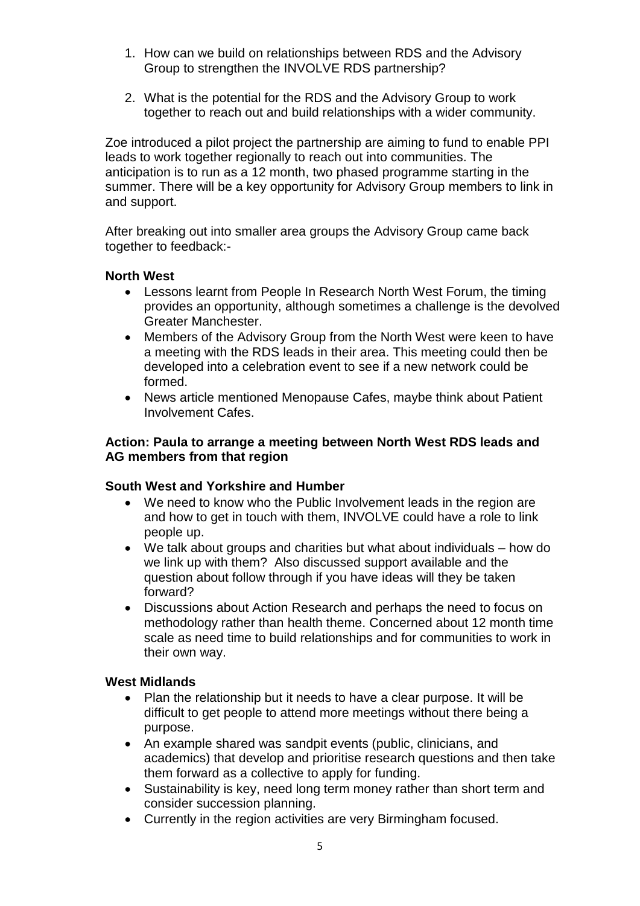1. How can we build on relationships between RDS and the Advisory Group to strengthen the INVOLVE RDS partnership?

2. What is the potential for the RDS and the Advisory Group to work together to reach out and build relationships with a wider community.

Zoe introduced a pilot project the partnership are aiming to fund to enable PPI leads to work together regionally to reach out into communities. The anticipation is to run as a 12 month, two phased programme starting in the summer. There will be a key opportunity for Advisory Group members to link in and support.

After breaking out into smaller area groups the Advisory Group came back together to feedback:-

**North West**

- Lessons learnt from People In Research North West Forum, the timing provides an opportunity, although sometimes a challenge is the devolved Greater Manchester.
- Members of the Advisory Group from the North West were keen to have a meeting with the RDS leads in their area. This meeting could then be developed into a celebration event to see if a new network could be formed.
- News article mentioned Menopause Cafes, maybe think about Patient Involvement Cafes.

**Action: Paula to arrange a meeting between North West RDS leads and AG members from that region**

**South West and Yorkshire and Humber**

- We need to know who the Public Involvement leads in the region are and how to get in touch with them, INVOLVE could have a role to link people up.
- We talk about groups and charities but what about individuals – how do we link up with them? Also discussed support available and the question about follow through if you have ideas will they be taken forward?
- Discussions about Action Research and perhaps the need to focus on methodology rather than health theme. Concerned about 12 month time scale as need time to build relationships and for communities to work in their own way.

**West Midlands**

- Plan the relationship but it needs to have a clear purpose. It will be difficult to get people to attend more meetings without there being a purpose.
- An example shared was sandpit events (public, clinicians, and academics) that develop and prioritise research questions and then take them forward as a collective to apply for funding.
- Sustainability is key, need long term money rather than short term and consider succession planning.
- Currently in the region activities are very Birmingham focused.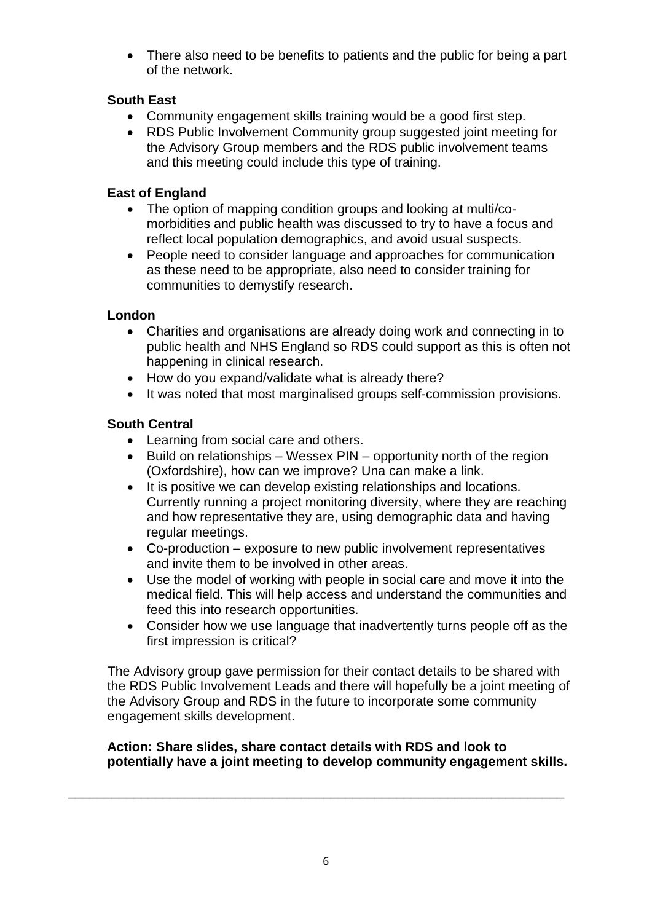- There also need to be benefits to patients and the public for being a part of the network.

**South East**

- Community engagement skills training would be a good first step.
- RDS Public Involvement Community group suggested joint meeting for the Advisory Group members and the RDS public involvement teams and this meeting could include this type of training.

**East of England**

- The option of mapping condition groups and looking at multi/co-morbidities and public health was discussed to try to have a focus and reflect local population demographics, and avoid usual suspects.
- People need to consider language and approaches for communication as these need to be appropriate, also need to consider training for communities to demystify research.

**London**

- Charities and organisations are already doing work and connecting in to public health and NHS England so RDS could support as this is often not happening in clinical research.
- How do you expand/validate what is already there?
- It was noted that most marginalised groups self-commission provisions.

**South Central**

- Learning from social care and others.
- Build on relationships – Wessex PIN – opportunity north of the region (Oxfordshire), how can we improve? Una can make a link.
- It is positive we can develop existing relationships and locations. Currently running a project monitoring diversity, where they are reaching and how representative they are, using demographic data and having regular meetings.
- Co-production – exposure to new public involvement representatives and invite them to be involved in other areas.
- Use the model of working with people in social care and move it into the medical field. This will help access and understand the communities and feed this into research opportunities.
- Consider how we use language that inadvertently turns people off as the first impression is critical?

The Advisory group gave permission for their contact details to be shared with the RDS Public Involvement Leads and there will hopefully be a joint meeting of the Advisory Group and RDS in the future to incorporate some community engagement skills development.

**Action: Share slides, share contact details with RDS and look to potentially have a joint meeting to develop community engagement skills.**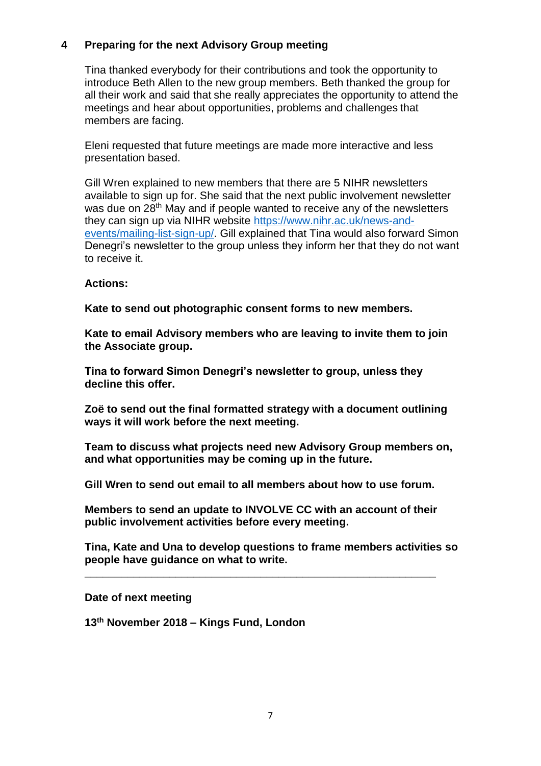## 4 Preparing for the next Advisory Group meeting

Tina thanked everybody for their contributions and took the opportunity to introduce Beth Allen to the new group members. Beth thanked the group for all their work and said that she really appreciates the opportunity to attend the meetings and hear about opportunities, problems and challenges that members are facing.

Eleni requested that future meetings are made more interactive and less presentation based.

Gill Wren explained to new members that there are 5 NIHR newsletters available to sign up for. She said that the next public involvement newsletter was due on 28th May and if people wanted to receive any of the newsletters they can sign up via NIHR website https://www.nihr.ac.uk/news-and-events/mailing-list-sign-up/. Gill explained that Tina would also forward Simon Denegri's newsletter to the group unless they inform her that they do not want to receive it.

**Actions:**

**Kate to send out photographic consent forms to new members.**

**Kate to email Advisory members who are leaving to invite them to join the Associate group.**

**Tina to forward Simon Denegri's newsletter to group, unless they decline this offer.**

**Zoë to send out the final formatted strategy with a document outlining ways it will work before the next meeting.**

**Team to discuss what projects need new Advisory Group members on, and what opportunities may be coming up in the future.**

**Gill Wren to send out email to all members about how to use forum.**

**Members to send an update to INVOLVE CC with an account of their public involvement activities before every meeting.**

**Tina, Kate and Una to develop questions to frame members activities so people have guidance on what to write.**

---

**Date of next meeting**

**13th November 2018 – Kings Fund, London**